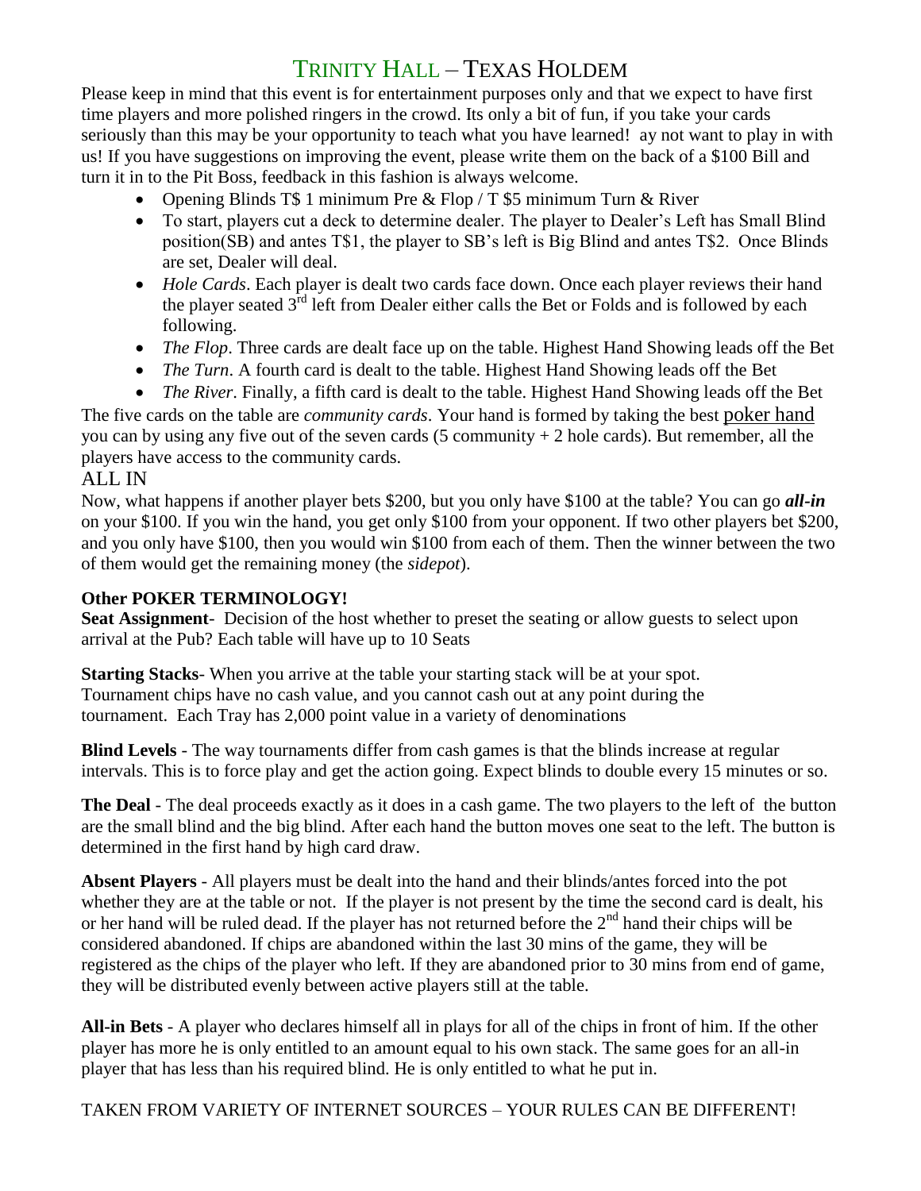# TRINITY HALL – TEXAS HOLDEM

Please keep in mind that this event is for entertainment purposes only and that we expect to have first time players and more polished ringers in the crowd. Its only a bit of fun, if you take your cards seriously than this may be your opportunity to teach what you have learned! ay not want to play in with us! If you have suggestions on improving the event, please write them on the back of a $100 Bill and turn it in to the Pit Boss, feedback in this fashion is always welcome.

- Opening Blinds T$ 1 minimum Pre & Flop / T $5 minimum Turn & River
- To start, players cut a deck to determine dealer. The player to Dealer's Left has Small Blind position(SB) and antes T$1, the player to SB's left is Big Blind and antes T$2. Once Blinds are set, Dealer will deal.
- *Hole Cards*. Each player is dealt two cards face down. Once each player reviews their hand the player seated 3rd left from Dealer either calls the Bet or Folds and is followed by each following.
- *The Flop*. Three cards are dealt face up on the table. Highest Hand Showing leads off the Bet
- *The Turn*. A fourth card is dealt to the table. Highest Hand Showing leads off the Bet
- *The River*. Finally, a fifth card is dealt to the table. Highest Hand Showing leads off the Bet

The five cards on the table are *community cards*. Your hand is formed by taking the best poker hand you can by using any five out of the seven cards (5 community + 2 hole cards). But remember, all the players have access to the community cards.

## ALL IN

Now, what happens if another player bets $200, but you only have $100 at the table? You can go ***all-in*** on your $100. If you win the hand, you get only $100 from your opponent. If two other players bet $200, and you only have $100, then you would win $100 from each of them. Then the winner between the two of them would get the remaining money (the *sidepot*).

**Other POKER TERMINOLOGY!**

**Seat Assignment**- Decision of the host whether to preset the seating or allow guests to select upon arrival at the Pub? Each table will have up to 10 Seats

**Starting Stacks**- When you arrive at the table your starting stack will be at your spot. Tournament chips have no cash value, and you cannot cash out at any point during the tournament. Each Tray has 2,000 point value in a variety of denominations

**Blind Levels** - The way tournaments differ from cash games is that the blinds increase at regular intervals. This is to force play and get the action going. Expect blinds to double every 15 minutes or so.

**The Deal** - The deal proceeds exactly as it does in a cash game. The two players to the left of the button are the small blind and the big blind. After each hand the button moves one seat to the left. The button is determined in the first hand by high card draw.

**Absent Players** - All players must be dealt into the hand and their blinds/antes forced into the pot whether they are at the table or not. If the player is not present by the time the second card is dealt, his or her hand will be ruled dead. If the player has not returned before the 2nd hand their chips will be considered abandoned. If chips are abandoned within the last 30 mins of the game, they will be registered as the chips of the player who left. If they are abandoned prior to 30 mins from end of game, they will be distributed evenly between active players still at the table.

**All-in Bets** - A player who declares himself all in plays for all of the chips in front of him. If the other player has more he is only entitled to an amount equal to his own stack. The same goes for an all-in player that has less than his required blind. He is only entitled to what he put in.

TAKEN FROM VARIETY OF INTERNET SOURCES – YOUR RULES CAN BE DIFFERENT!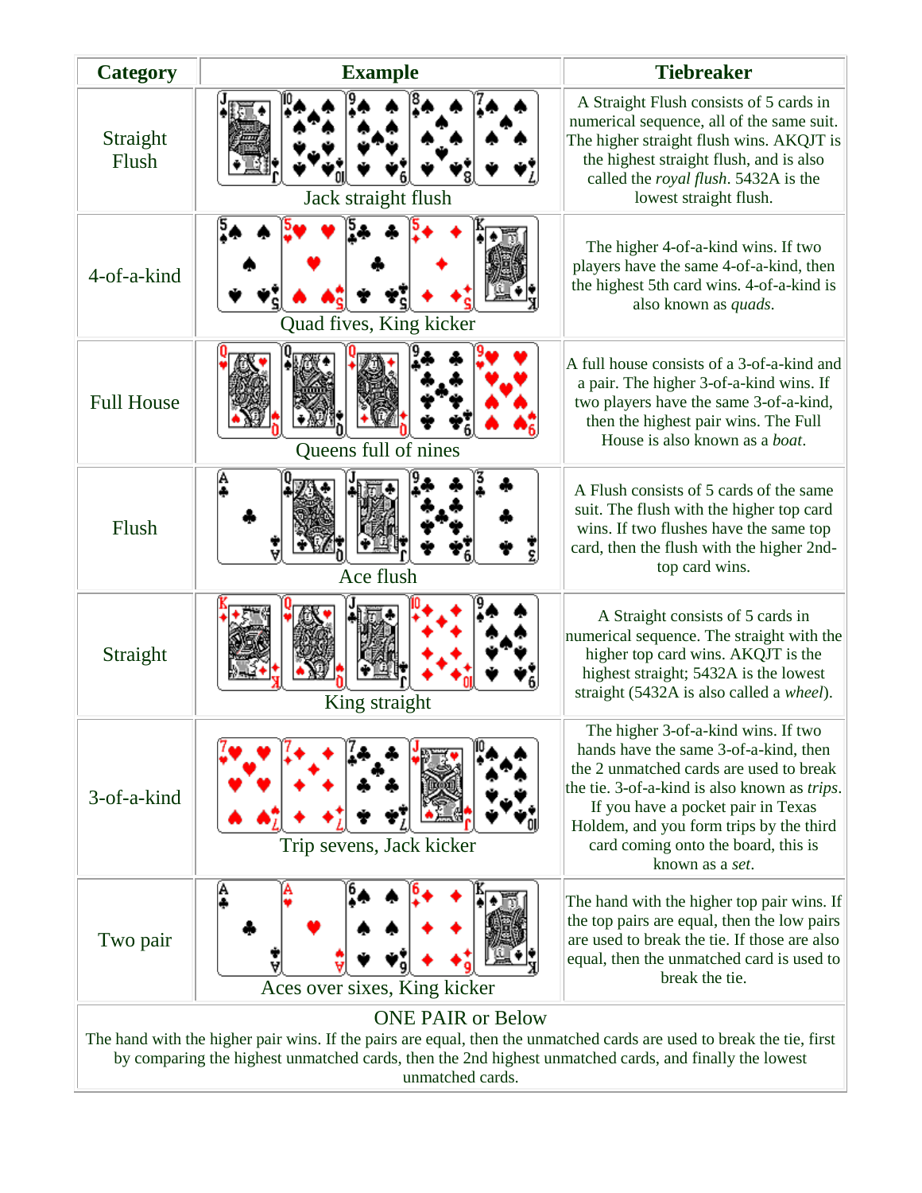| Category | Example | Tiebreaker |
|---|---|---|
| Straight Flush | Jack straight flush | A Straight Flush consists of 5 cards in numerical sequence, all of the same suit. The higher straight flush wins. AKQJT is the highest straight flush, and is also called the *royal flush*. 5432A is the lowest straight flush. |
| 4-of-a-kind | Quad fives, King kicker | The higher 4-of-a-kind wins. If two players have the same 4-of-a-kind, then the highest 5th card wins. 4-of-a-kind is also known as *quads*. |
| Full House | Queens full of nines | A full house consists of a 3-of-a-kind and a pair. The higher 3-of-a-kind wins. If two players have the same 3-of-a-kind, then the highest pair wins. The Full House is also known as a *boat*. |
| Flush | Ace flush | A Flush consists of 5 cards of the same suit. The flush with the higher top card wins. If two flushes have the same top card, then the flush with the higher 2nd-top card wins. |
| Straight | King straight | A Straight consists of 5 cards in numerical sequence. The straight with the higher top card wins. AKQJT is the highest straight; 5432A is the lowest straight (5432A is also called a *wheel*). |
| 3-of-a-kind | Trip sevens, Jack kicker | The higher 3-of-a-kind wins. If two hands have the same 3-of-a-kind, then the 2 unmatched cards are used to break the tie. 3-of-a-kind is also known as *trips*. If you have a pocket pair in Texas Holdem, and you form trips by the third card coming onto the board, this is known as a *set*. |
| Two pair | Aces over sixes, King kicker | The hand with the higher top pair wins. If the top pairs are equal, then the low pairs are used to break the tie. If those are also equal, then the unmatched card is used to break the tie. |

**ONE PAIR or Below**

The hand with the higher pair wins. If the pairs are equal, then the unmatched cards are used to break the tie, first by comparing the highest unmatched cards, then the 2nd highest unmatched cards, and finally the lowest unmatched cards.